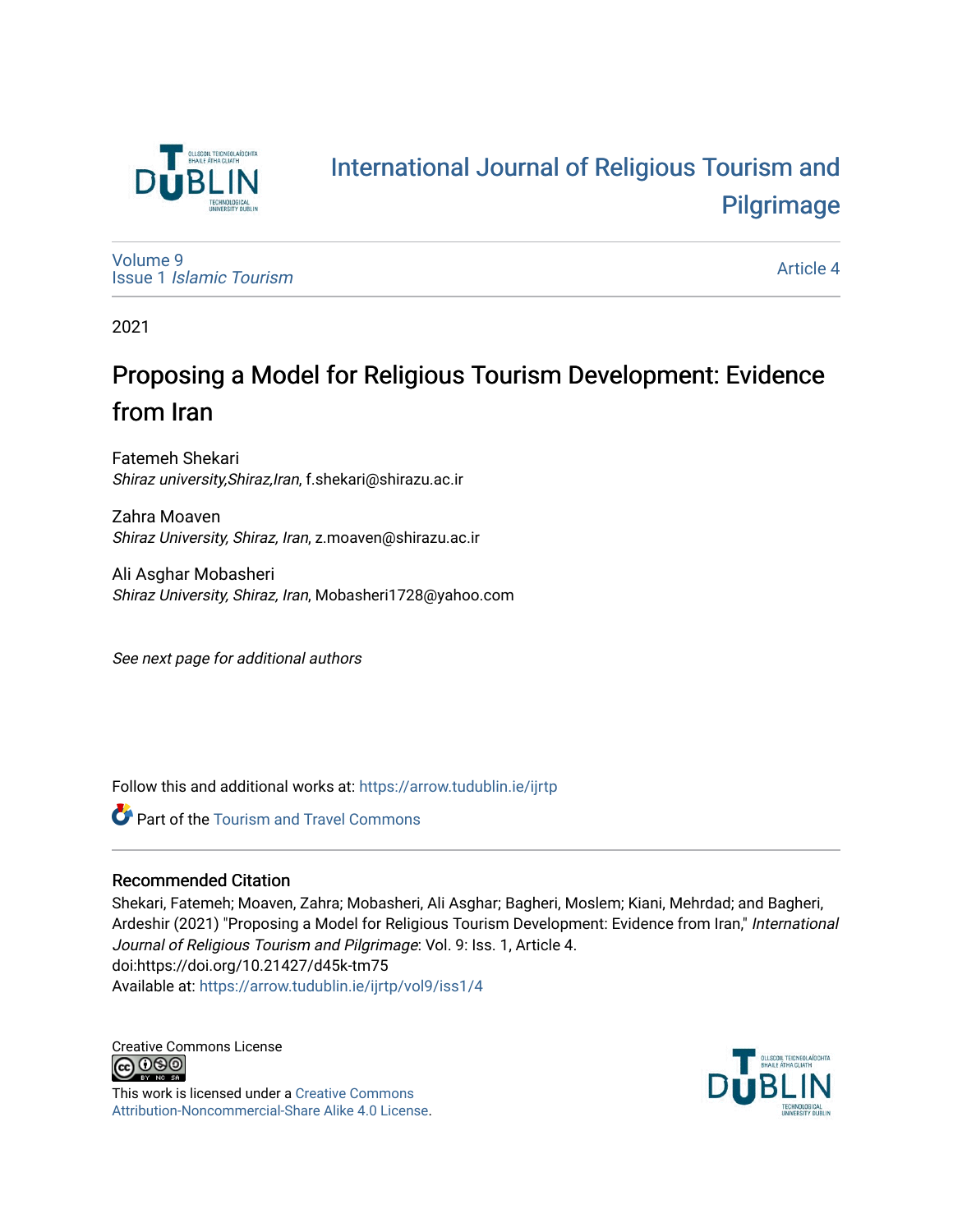# International Journal of Religious Tourism and Pilgrimage

Volume 9
Issue 1 *Islamic Tourism*

Article 4

2021

# Proposing a Model for Religious Tourism Development: Evidence from Iran

Fatemeh Shekari
*Shiraz university,Shiraz,Iran*, f.shekari@shirazu.ac.ir

Zahra Moaven
*Shiraz University, Shiraz, Iran*, z.moaven@shirazu.ac.ir

Ali Asghar Mobasheri
*Shiraz University, Shiraz, Iran*, Mobasheri1728@yahoo.com

*See next page for additional authors*

Follow this and additional works at: https://arrow.tudublin.ie/ijrtp

Part of the Tourism and Travel Commons

## Recommended Citation

Shekari, Fatemeh; Moaven, Zahra; Mobasheri, Ali Asghar; Bagheri, Moslem; Kiani, Mehrdad; and Bagheri, Ardeshir (2021) "Proposing a Model for Religious Tourism Development: Evidence from Iran," *International Journal of Religious Tourism and Pilgrimage*: Vol. 9: Iss. 1, Article 4.
doi:https://doi.org/10.21427/d45k-tm75
Available at: https://arrow.tudublin.ie/ijrtp/vol9/iss1/4

Creative Commons License

This work is licensed under a Creative Commons Attribution-Noncommercial-Share Alike 4.0 License.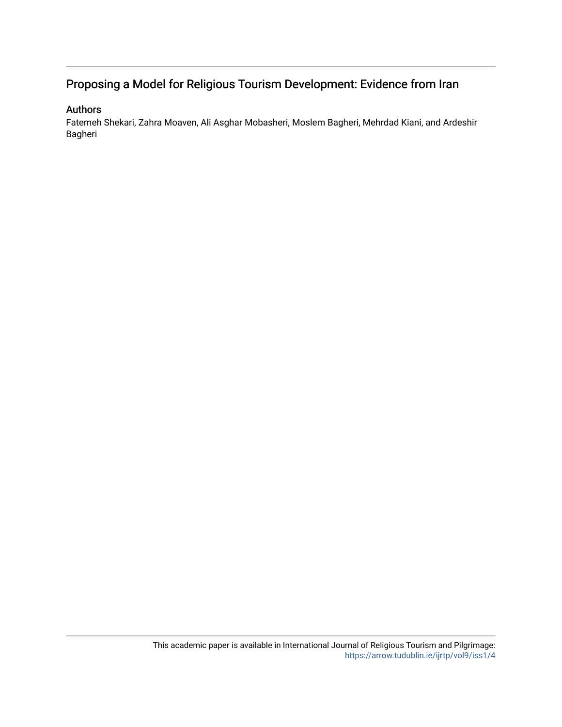## Proposing a Model for Religious Tourism Development: Evidence from Iran

### Authors

Fatemeh Shekari, Zahra Moaven, Ali Asghar Mobasheri, Moslem Bagheri, Mehrdad Kiani, and Ardeshir Bagheri

This academic paper is available in International Journal of Religious Tourism and Pilgrimage: https://arrow.tudublin.ie/ijrtp/vol9/iss1/4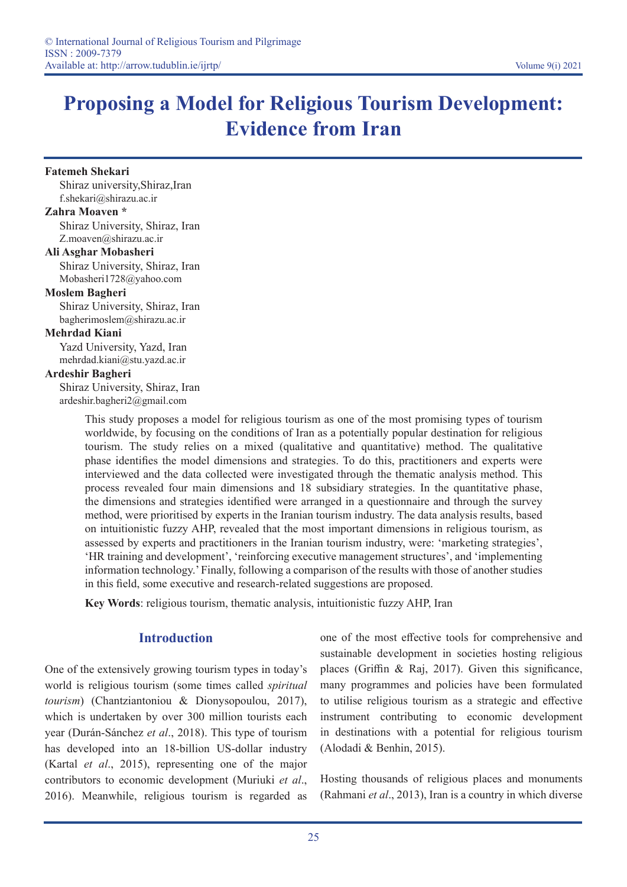# Proposing a Model for Religious Tourism Development: Evidence from Iran

**Fatemeh Shekari**
Shiraz university,Shiraz,Iran
f.shekari@shirazu.ac.ir

**Zahra Moaven \***
Shiraz University, Shiraz, Iran
Z.moaven@shirazu.ac.ir

**Ali Asghar Mobasheri**
Shiraz University, Shiraz, Iran
Mobasheri1728@yahoo.com

**Moslem Bagheri**
Shiraz University, Shiraz, Iran
bagherimoslem@shirazu.ac.ir

**Mehrdad Kiani**
Yazd University, Yazd, Iran
mehrdad.kiani@stu.yazd.ac.ir

**Ardeshir Bagheri**
Shiraz University, Shiraz, Iran
ardeshir.bagheri2@gmail.com

This study proposes a model for religious tourism as one of the most promising types of tourism worldwide, by focusing on the conditions of Iran as a potentially popular destination for religious tourism. The study relies on a mixed (qualitative and quantitative) method. The qualitative phase identifies the model dimensions and strategies. To do this, practitioners and experts were interviewed and the data collected were investigated through the thematic analysis method. This process revealed four main dimensions and 18 subsidiary strategies. In the quantitative phase, the dimensions and strategies identified were arranged in a questionnaire and through the survey method, were prioritised by experts in the Iranian tourism industry. The data analysis results, based on intuitionistic fuzzy AHP, revealed that the most important dimensions in religious tourism, as assessed by experts and practitioners in the Iranian tourism industry, were: 'marketing strategies', 'HR training and development', 'reinforcing executive management structures', and 'implementing information technology.' Finally, following a comparison of the results with those of another studies in this field, some executive and research-related suggestions are proposed.

**Key Words**: religious tourism, thematic analysis, intuitionistic fuzzy AHP, Iran

## Introduction

One of the extensively growing tourism types in today's world is religious tourism (some times called *spiritual tourism*) (Chantziantoniou & Dionysopoulou, 2017), which is undertaken by over 300 million tourists each year (Durán-Sánchez *et al*., 2018). This type of tourism has developed into an 18-billion US-dollar industry (Kartal *et al*., 2015), representing one of the major contributors to economic development (Muriuki *et al*., 2016). Meanwhile, religious tourism is regarded as one of the most effective tools for comprehensive and sustainable development in societies hosting religious places (Griffin & Raj, 2017). Given this significance, many programmes and policies have been formulated to utilise religious tourism as a strategic and effective instrument contributing to economic development in destinations with a potential for religious tourism (Alodadi & Benhin, 2015).

Hosting thousands of religious places and monuments (Rahmani *et al*., 2013), Iran is a country in which diverse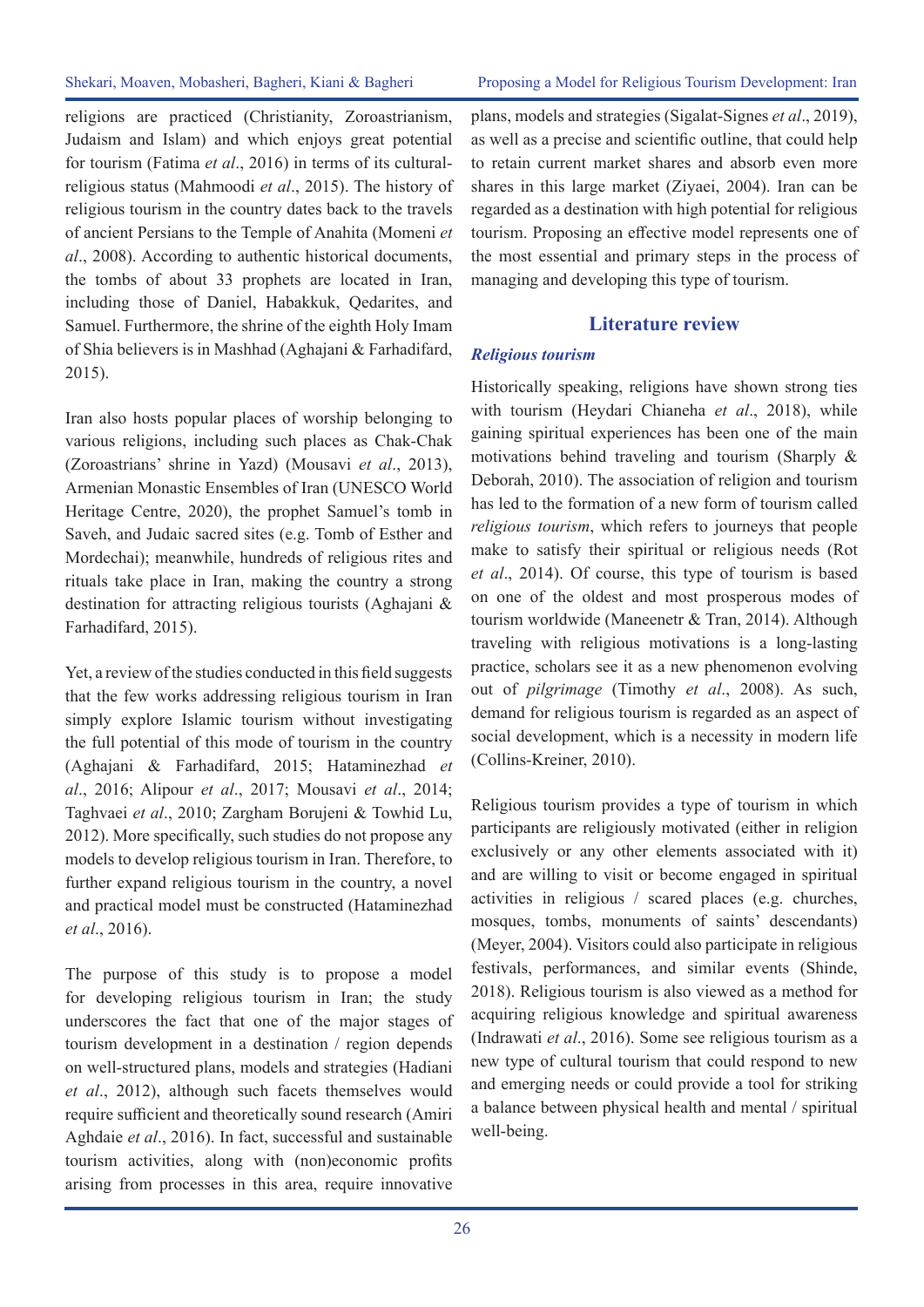religions are practiced (Christianity, Zoroastrianism, Judaism and Islam) and which enjoys great potential for tourism (Fatima *et al*., 2016) in terms of its cultural-religious status (Mahmoodi *et al*., 2015). The history of religious tourism in the country dates back to the travels of ancient Persians to the Temple of Anahita (Momeni *et al*., 2008). According to authentic historical documents, the tombs of about 33 prophets are located in Iran, including those of Daniel, Habakkuk, Qedarites, and Samuel. Furthermore, the shrine of the eighth Holy Imam of Shia believers is in Mashhad (Aghajani & Farhadifard, 2015).

Iran also hosts popular places of worship belonging to various religions, including such places as Chak-Chak (Zoroastrians' shrine in Yazd) (Mousavi *et al*., 2013), Armenian Monastic Ensembles of Iran (UNESCO World Heritage Centre, 2020), the prophet Samuel's tomb in Saveh, and Judaic sacred sites (e.g. Tomb of Esther and Mordechai); meanwhile, hundreds of religious rites and rituals take place in Iran, making the country a strong destination for attracting religious tourists (Aghajani & Farhadifard, 2015).

Yet, a review of the studies conducted in this field suggests that the few works addressing religious tourism in Iran simply explore Islamic tourism without investigating the full potential of this mode of tourism in the country (Aghajani & Farhadifard, 2015; Hataminezhad *et al*., 2016; Alipour *et al*., 2017; Mousavi *et al*., 2014; Taghvaei *et al*., 2010; Zargham Borujeni & Towhid Lu, 2012). More specifically, such studies do not propose any models to develop religious tourism in Iran. Therefore, to further expand religious tourism in the country, a novel and practical model must be constructed (Hataminezhad *et al*., 2016).

The purpose of this study is to propose a model for developing religious tourism in Iran; the study underscores the fact that one of the major stages of tourism development in a destination / region depends on well-structured plans, models and strategies (Hadiani *et al*., 2012), although such facets themselves would require sufficient and theoretically sound research (Amiri Aghdaie *et al*., 2016). In fact, successful and sustainable tourism activities, along with (non)economic profits arising from processes in this area, require innovative plans, models and strategies (Sigalat-Signes *et al*., 2019), as well as a precise and scientific outline, that could help to retain current market shares and absorb even more shares in this large market (Ziyaei, 2004). Iran can be regarded as a destination with high potential for religious tourism. Proposing an effective model represents one of the most essential and primary steps in the process of managing and developing this type of tourism.

## Literature review

### *Religious tourism*

Historically speaking, religions have shown strong ties with tourism (Heydari Chianeha *et al*., 2018), while gaining spiritual experiences has been one of the main motivations behind traveling and tourism (Sharply & Deborah, 2010). The association of religion and tourism has led to the formation of a new form of tourism called *religious tourism*, which refers to journeys that people make to satisfy their spiritual or religious needs (Rot *et al*., 2014). Of course, this type of tourism is based on one of the oldest and most prosperous modes of tourism worldwide (Maneenetr & Tran, 2014). Although traveling with religious motivations is a long-lasting practice, scholars see it as a new phenomenon evolving out of *pilgrimage* (Timothy *et al*., 2008). As such, demand for religious tourism is regarded as an aspect of social development, which is a necessity in modern life (Collins-Kreiner, 2010).

Religious tourism provides a type of tourism in which participants are religiously motivated (either in religion exclusively or any other elements associated with it) and are willing to visit or become engaged in spiritual activities in religious / scared places (e.g. churches, mosques, tombs, monuments of saints' descendants) (Meyer, 2004). Visitors could also participate in religious festivals, performances, and similar events (Shinde, 2018). Religious tourism is also viewed as a method for acquiring religious knowledge and spiritual awareness (Indrawati *et al*., 2016). Some see religious tourism as a new type of cultural tourism that could respond to new and emerging needs or could provide a tool for striking a balance between physical health and mental / spiritual well-being.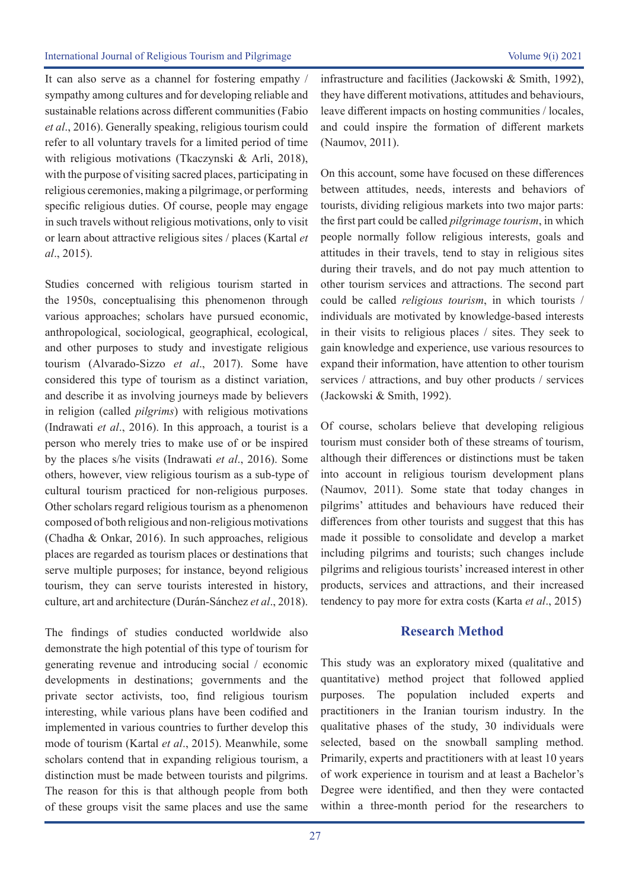It can also serve as a channel for fostering empathy / sympathy among cultures and for developing reliable and sustainable relations across different communities (Fabio *et al*., 2016). Generally speaking, religious tourism could refer to all voluntary travels for a limited period of time with religious motivations (Tkaczynski & Arli, 2018), with the purpose of visiting sacred places, participating in religious ceremonies, making a pilgrimage, or performing specific religious duties. Of course, people may engage in such travels without religious motivations, only to visit or learn about attractive religious sites / places (Kartal *et al*., 2015).

Studies concerned with religious tourism started in the 1950s, conceptualising this phenomenon through various approaches; scholars have pursued economic, anthropological, sociological, geographical, ecological, and other purposes to study and investigate religious tourism (Alvarado-Sizzo *et al*., 2017). Some have considered this type of tourism as a distinct variation, and describe it as involving journeys made by believers in religion (called *pilgrims*) with religious motivations (Indrawati *et al*., 2016). In this approach, a tourist is a person who merely tries to make use of or be inspired by the places s/he visits (Indrawati *et al*., 2016). Some others, however, view religious tourism as a sub-type of cultural tourism practiced for non-religious purposes. Other scholars regard religious tourism as a phenomenon composed of both religious and non-religious motivations (Chadha & Onkar, 2016). In such approaches, religious places are regarded as tourism places or destinations that serve multiple purposes; for instance, beyond religious tourism, they can serve tourists interested in history, culture, art and architecture (Durán-Sánchez *et al*., 2018).

The findings of studies conducted worldwide also demonstrate the high potential of this type of tourism for generating revenue and introducing social / economic developments in destinations; governments and the private sector activists, too, find religious tourism interesting, while various plans have been codified and implemented in various countries to further develop this mode of tourism (Kartal *et al*., 2015). Meanwhile, some scholars contend that in expanding religious tourism, a distinction must be made between tourists and pilgrims. The reason for this is that although people from both of these groups visit the same places and use the same infrastructure and facilities (Jackowski & Smith, 1992), they have different motivations, attitudes and behaviours, leave different impacts on hosting communities / locales, and could inspire the formation of different markets (Naumov, 2011).

On this account, some have focused on these differences between attitudes, needs, interests and behaviors of tourists, dividing religious markets into two major parts: the first part could be called *pilgrimage tourism*, in which people normally follow religious interests, goals and attitudes in their travels, tend to stay in religious sites during their travels, and do not pay much attention to other tourism services and attractions. The second part could be called *religious tourism*, in which tourists / individuals are motivated by knowledge-based interests in their visits to religious places / sites. They seek to gain knowledge and experience, use various resources to expand their information, have attention to other tourism services / attractions, and buy other products / services (Jackowski & Smith, 1992).

Of course, scholars believe that developing religious tourism must consider both of these streams of tourism, although their differences or distinctions must be taken into account in religious tourism development plans (Naumov, 2011). Some state that today changes in pilgrims' attitudes and behaviours have reduced their differences from other tourists and suggest that this has made it possible to consolidate and develop a market including pilgrims and tourists; such changes include pilgrims and religious tourists' increased interest in other products, services and attractions, and their increased tendency to pay more for extra costs (Karta *et al*., 2015)

## Research Method

This study was an exploratory mixed (qualitative and quantitative) method project that followed applied purposes. The population included experts and practitioners in the Iranian tourism industry. In the qualitative phases of the study, 30 individuals were selected, based on the snowball sampling method. Primarily, experts and practitioners with at least 10 years of work experience in tourism and at least a Bachelor's Degree were identified, and then they were contacted within a three-month period for the researchers to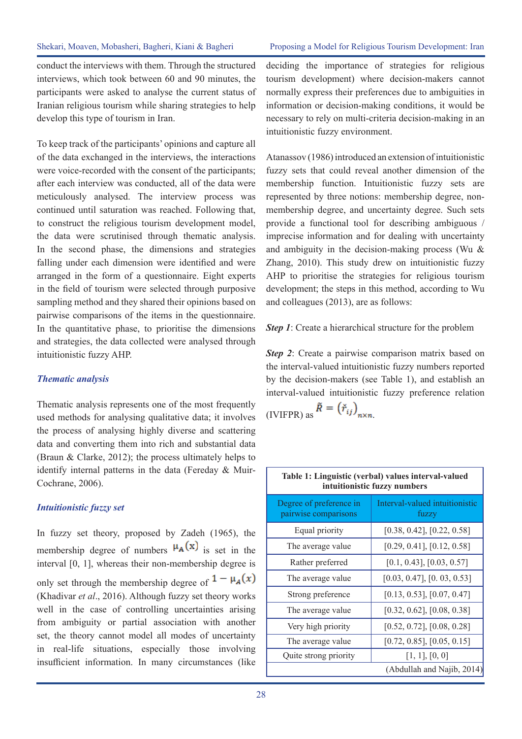conduct the interviews with them. Through the structured interviews, which took between 60 and 90 minutes, the participants were asked to analyse the current status of Iranian religious tourism while sharing strategies to help develop this type of tourism in Iran.

To keep track of the participants' opinions and capture all of the data exchanged in the interviews, the interactions were voice-recorded with the consent of the participants; after each interview was conducted, all of the data were meticulously analysed. The interview process was continued until saturation was reached. Following that, to construct the religious tourism development model, the data were scrutinised through thematic analysis. In the second phase, the dimensions and strategies falling under each dimension were identified and were arranged in the form of a questionnaire. Eight experts in the field of tourism were selected through purposive sampling method and they shared their opinions based on pairwise comparisons of the items in the questionnaire. In the quantitative phase, to prioritise the dimensions and strategies, the data collected were analysed through intuitionistic fuzzy AHP.

### *Thematic analysis*

Thematic analysis represents one of the most frequently used methods for analysing qualitative data; it involves the process of analysing highly diverse and scattering data and converting them into rich and substantial data (Braun & Clarke, 2012); the process ultimately helps to identify internal patterns in the data (Fereday & Muir-Cochrane, 2006).

### *Intuitionistic fuzzy set*

In fuzzy set theory, proposed by Zadeh (1965), the membership degree of numbers $\mu_A(x)$ is set in the interval [0, 1], whereas their non-membership degree is only set through the membership degree of $1 - \mu_A(x)$ (Khadivar *et al*., 2016). Although fuzzy set theory works well in the case of controlling uncertainties arising from ambiguity or partial association with another set, the theory cannot model all modes of uncertainty in real-life situations, especially those involving insufficient information. In many circumstances (like deciding the importance of strategies for religious tourism development) where decision-makers cannot normally express their preferences due to ambiguities in information or decision-making conditions, it would be necessary to rely on multi-criteria decision-making in an intuitionistic fuzzy environment.

Atanassov (1986) introduced an extension of intuitionistic fuzzy sets that could reveal another dimension of the membership function. Intuitionistic fuzzy sets are represented by three notions: membership degree, non-membership degree, and uncertainty degree. Such sets provide a functional tool for describing ambiguous / imprecise information and for dealing with uncertainty and ambiguity in the decision-making process (Wu & Zhang, 2010). This study drew on intuitionistic fuzzy AHP to prioritise the strategies for religious tourism development; the steps in this method, according to Wu and colleagues (2013), are as follows:

***Step 1***: Create a hierarchical structure for the problem

***Step 2***: Create a pairwise comparison matrix based on the interval-valued intuitionistic fuzzy numbers reported by the decision-makers (see Table 1), and establish an interval-valued intuitionistic fuzzy preference relation (IVIFPR) as $\tilde{R} = \left(\check{r}_{ij}\right)_{n \times n}$.

**Table 1: Linguistic (verbal) values interval-valued intuitionistic fuzzy numbers**

| Degree of preference in pairwise comparisons | Interval-valued intuitionistic fuzzy |
|---|---|
| Equal priority | [0.38, 0.42], [0.22, 0.58] |
| The average value | [0.29, 0.41], [0.12, 0.58] |
| Rather preferred | [0.1, 0.43], [0.03, 0.57] |
| The average value | [0.03, 0.47], [0. 03, 0.53] |
| Strong preference | [0.13, 0.53], [0.07, 0.47] |
| The average value | [0.32, 0.62], [0.08, 0.38] |
| Very high priority | [0.52, 0.72], [0.08, 0.28] |
| The average value | [0.72, 0.85], [0.05, 0.15] |
| Quite strong priority | [1, 1], [0, 0] |

(Abdullah and Najib, 2014)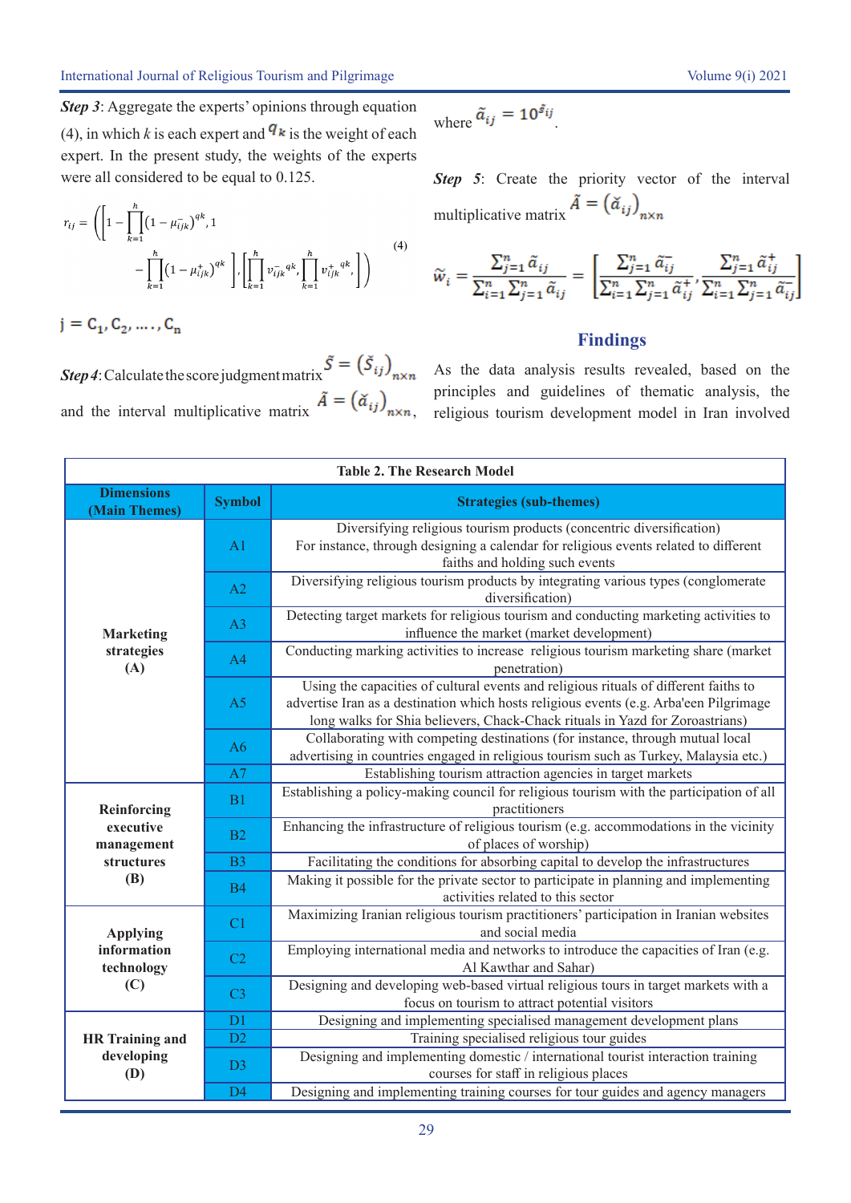***Step 3***: Aggregate the experts' opinions through equation (4), in which $k$ is each expert and $q_k$ is the weight of each expert. In the present study, the weights of the experts were all considered to be equal to 0.125.

$$r_{ij} = \left(\left[1 - \prod_{k=1}^{h}\left(1 - \mu_{ijk}^{-}\right)^{qk}, 1 - \prod_{k=1}^{h}\left(1 - \mu_{ijk}^{+}\right)^{qk}\right], \left[\prod_{k=1}^{h} v_{ijk}^{-\,qk}, \prod_{k=1}^{h} v_{ijk}^{+\,qk}\right]\right) \quad (4)$$

$j = C_1, C_2, \dots, C_n$

***Step 4***: Calculate the score judgment matrix $\tilde{S} = \left(\tilde{s}_{ij}\right)_{n \times n}$ and the interval multiplicative matrix $\tilde{A} = \left(\breve{a}_{ij}\right)_{n \times n}$,

where $\tilde{a}_{ij} = 10^{\tilde{s}_{ij}}$.

***Step 5***: Create the priority vector of the interval multiplicative matrix $\tilde{A} = \left(\breve{a}_{ij}\right)_{n \times n}$

$$\tilde{w}_i = \frac{\sum_{j=1}^{n} \tilde{a}_{ij}}{\sum_{i=1}^{n}\sum_{j=1}^{n} \tilde{a}_{ij}} = \left[\frac{\sum_{j=1}^{n} \tilde{a}_{ij}^{-}}{\sum_{i=1}^{n}\sum_{j=1}^{n} \tilde{a}_{ij}^{+}}, \frac{\sum_{j=1}^{n} \tilde{a}_{ij}^{+}}{\sum_{i=1}^{n}\sum_{j=1}^{n} \tilde{a}_{ij}^{-}}\right]$$

## Findings

As the data analysis results revealed, based on the principles and guidelines of thematic analysis, the religious tourism development model in Iran involved

**Table 2. The Research Model**

| Dimensions (Main Themes) | Symbol | Strategies (sub-themes) |
|---|---|---|
| **Marketing strategies (A)** | A1 | Diversifying religious tourism products (concentric diversification) For instance, through designing a calendar for religious events related to different faiths and holding such events |
| | A2 | Diversifying religious tourism products by integrating various types (conglomerate diversification) |
| | A3 | Detecting target markets for religious tourism and conducting marketing activities to influence the market (market development) |
| | A4 | Conducting marking activities to increase religious tourism marketing share (market penetration) |
| | A5 | Using the capacities of cultural events and religious rituals of different faiths to advertise Iran as a destination which hosts religious events (e.g. Arba'een Pilgrimage long walks for Shia believers, Chack-Chack rituals in Yazd for Zoroastrians) |
| | A6 | Collaborating with competing destinations (for instance, through mutual local advertising in countries engaged in religious tourism such as Turkey, Malaysia etc.) |
| | A7 | Establishing tourism attraction agencies in target markets |
| **Reinforcing executive management structures (B)** | B1 | Establishing a policy-making council for religious tourism with the participation of all practitioners |
| | B2 | Enhancing the infrastructure of religious tourism (e.g. accommodations in the vicinity of places of worship) |
| | B3 | Facilitating the conditions for absorbing capital to develop the infrastructures |
| | B4 | Making it possible for the private sector to participate in planning and implementing activities related to this sector |
| **Applying information technology (C)** | C1 | Maximizing Iranian religious tourism practitioners' participation in Iranian websites and social media |
| | C2 | Employing international media and networks to introduce the capacities of Iran (e.g. Al Kawthar and Sahar) |
| | C3 | Designing and developing web-based virtual religious tours in target markets with a focus on tourism to attract potential visitors |
| **HR Training and developing (D)** | D1 | Designing and implementing specialised management development plans |
| | D2 | Training specialised religious tour guides |
| | D3 | Designing and implementing domestic / international tourist interaction training courses for staff in religious places |
| | D4 | Designing and implementing training courses for tour guides and agency managers |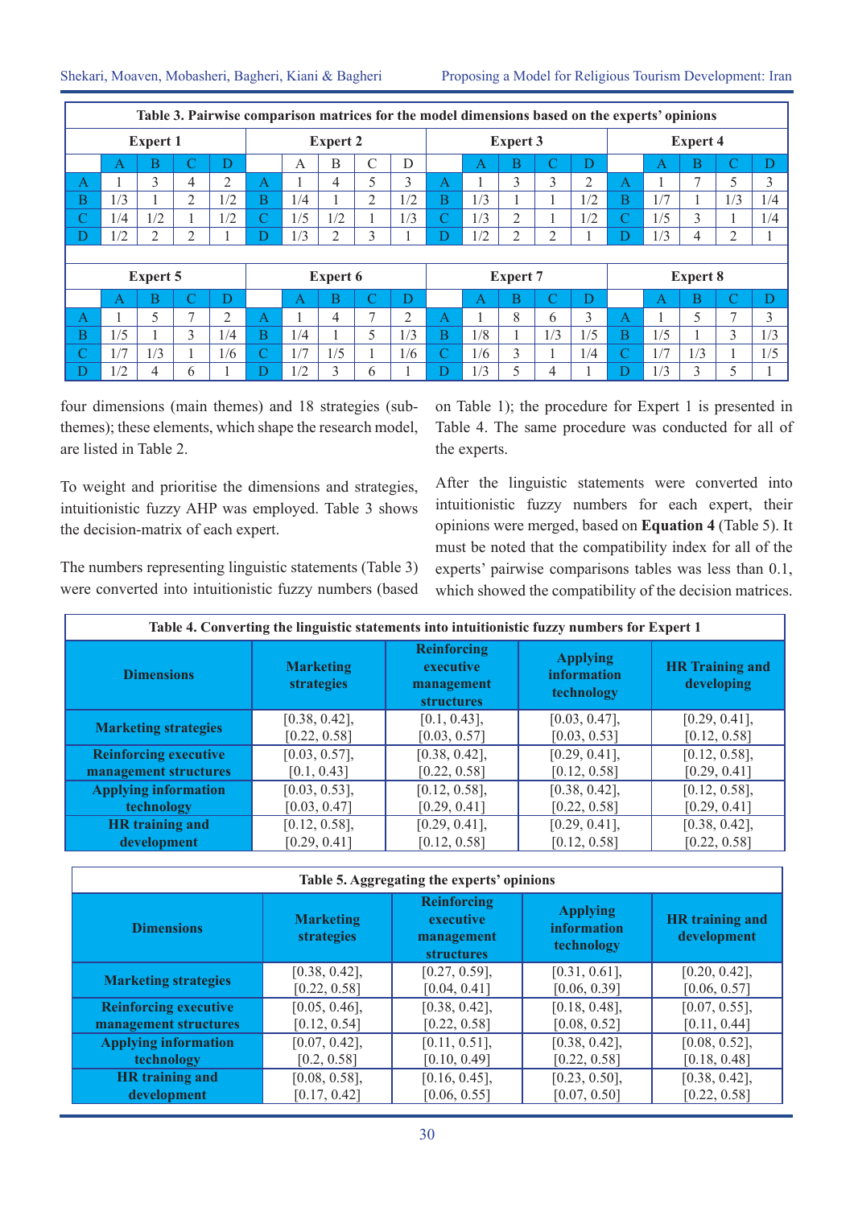**Table 3. Pairwise comparison matrices for the model dimensions based on the experts' opinions**

| Expert 1 | A | B | C | D | Expert 2 | A | B | C | D | Expert 3 | A | B | C | D | Expert 4 | A | B | C | D |
|---|---|---|---|---|---|---|---|---|---|---|---|---|---|---|---|---|---|---|---|
| A | 1 | 3 | 4 | 2 | A | 1 | 4 | 5 | 3 | A | 1 | 3 | 3 | 2 | A | 1 | 7 | 5 | 3 |
| B | 1/3 | 1 | 2 | 1/2 | B | 1/4 | 1 | 2 | 1/2 | B | 1/3 | 1 | 1 | 1/2 | B | 1/7 | 1 | 1/3 | 1/4 |
| C | 1/4 | 1/2 | 1 | 1/2 | C | 1/5 | 1/2 | 1 | 1/3 | C | 1/3 | 2 | 1 | 1/2 | C | 1/5 | 3 | 1 | 1/4 |
| D | 1/2 | 2 | 2 | 1 | D | 1/3 | 2 | 3 | 1 | D | 1/2 | 2 | 2 | 1 | D | 1/3 | 4 | 2 | 1 |
| **Expert 5** | **A** | **B** | **C** | **D** | **Expert 6** | **A** | **B** | **C** | **D** | **Expert 7** | **A** | **B** | **C** | **D** | **Expert 8** | **A** | **B** | **C** | **D** |
| A | 1 | 5 | 7 | 2 | A | 1 | 4 | 7 | 2 | A | 1 | 8 | 6 | 3 | A | 1 | 5 | 7 | 3 |
| B | 1/5 | 1 | 3 | 1/4 | B | 1/4 | 1 | 5 | 1/3 | B | 1/8 | 1 | 1/3 | 1/5 | B | 1/5 | 1 | 3 | 1/3 |
| C | 1/7 | 1/3 | 1 | 1/6 | C | 1/7 | 1/5 | 1 | 1/6 | C | 1/6 | 3 | 1 | 1/4 | C | 1/7 | 1/3 | 1 | 1/5 |
| D | 1/2 | 4 | 6 | 1 | D | 1/2 | 3 | 6 | 1 | D | 1/3 | 5 | 4 | 1 | D | 1/3 | 3 | 5 | 1 |

four dimensions (main themes) and 18 strategies (sub-themes); these elements, which shape the research model, are listed in Table 2.

To weight and prioritise the dimensions and strategies, intuitionistic fuzzy AHP was employed. Table 3 shows the decision-matrix of each expert.

The numbers representing linguistic statements (Table 3) were converted into intuitionistic fuzzy numbers (based on Table 1); the procedure for Expert 1 is presented in Table 4. The same procedure was conducted for all of the experts.

After the linguistic statements were converted into intuitionistic fuzzy numbers for each expert, their opinions were merged, based on **Equation 4** (Table 5). It must be noted that the compatibility index for all of the experts' pairwise comparisons tables was less than 0.1, which showed the compatibility of the decision matrices.

**Table 4. Converting the linguistic statements into intuitionistic fuzzy numbers for Expert 1**

| Dimensions | Marketing strategies | Reinforcing executive management structures | Applying information technology | HR Training and developing |
|---|---|---|---|---|
| **Marketing strategies** | [0.38, 0.42], [0.22, 0.58] | [0.1, 0.43], [0.03, 0.57] | [0.03, 0.47], [0.03, 0.53] | [0.29, 0.41], [0.12, 0.58] |
| **Reinforcing executive management structures** | [0.03, 0.57], [0.1, 0.43] | [0.38, 0.42], [0.22, 0.58] | [0.29, 0.41], [0.12, 0.58] | [0.12, 0.58], [0.29, 0.41] |
| **Applying information technology** | [0.03, 0.53], [0.03, 0.47] | [0.12, 0.58], [0.29, 0.41] | [0.38, 0.42], [0.22, 0.58] | [0.12, 0.58], [0.29, 0.41] |
| **HR training and development** | [0.12, 0.58], [0.29, 0.41] | [0.29, 0.41], [0.12, 0.58] | [0.29, 0.41], [0.12, 0.58] | [0.38, 0.42], [0.22, 0.58] |

**Table 5. Aggregating the experts' opinions**

| Dimensions | Marketing strategies | Reinforcing executive management structures | Applying information technology | HR training and development |
|---|---|---|---|---|
| **Marketing strategies** | [0.38, 0.42], [0.22, 0.58] | [0.27, 0.59], [0.04, 0.41] | [0.31, 0.61], [0.06, 0.39] | [0.20, 0.42], [0.06, 0.57] |
| **Reinforcing executive management structures** | [0.05, 0.46], [0.12, 0.54] | [0.38, 0.42], [0.22, 0.58] | [0.18, 0.48], [0.08, 0.52] | [0.07, 0.55], [0.11, 0.44] |
| **Applying information technology** | [0.07, 0.42], [0.2, 0.58] | [0.11, 0.51], [0.10, 0.49] | [0.38, 0.42], [0.22, 0.58] | [0.08, 0.52], [0.18, 0.48] |
| **HR training and development** | [0.08, 0.58], [0.17, 0.42] | [0.16, 0.45], [0.06, 0.55] | [0.23, 0.50], [0.07, 0.50] | [0.38, 0.42], [0.22, 0.58] |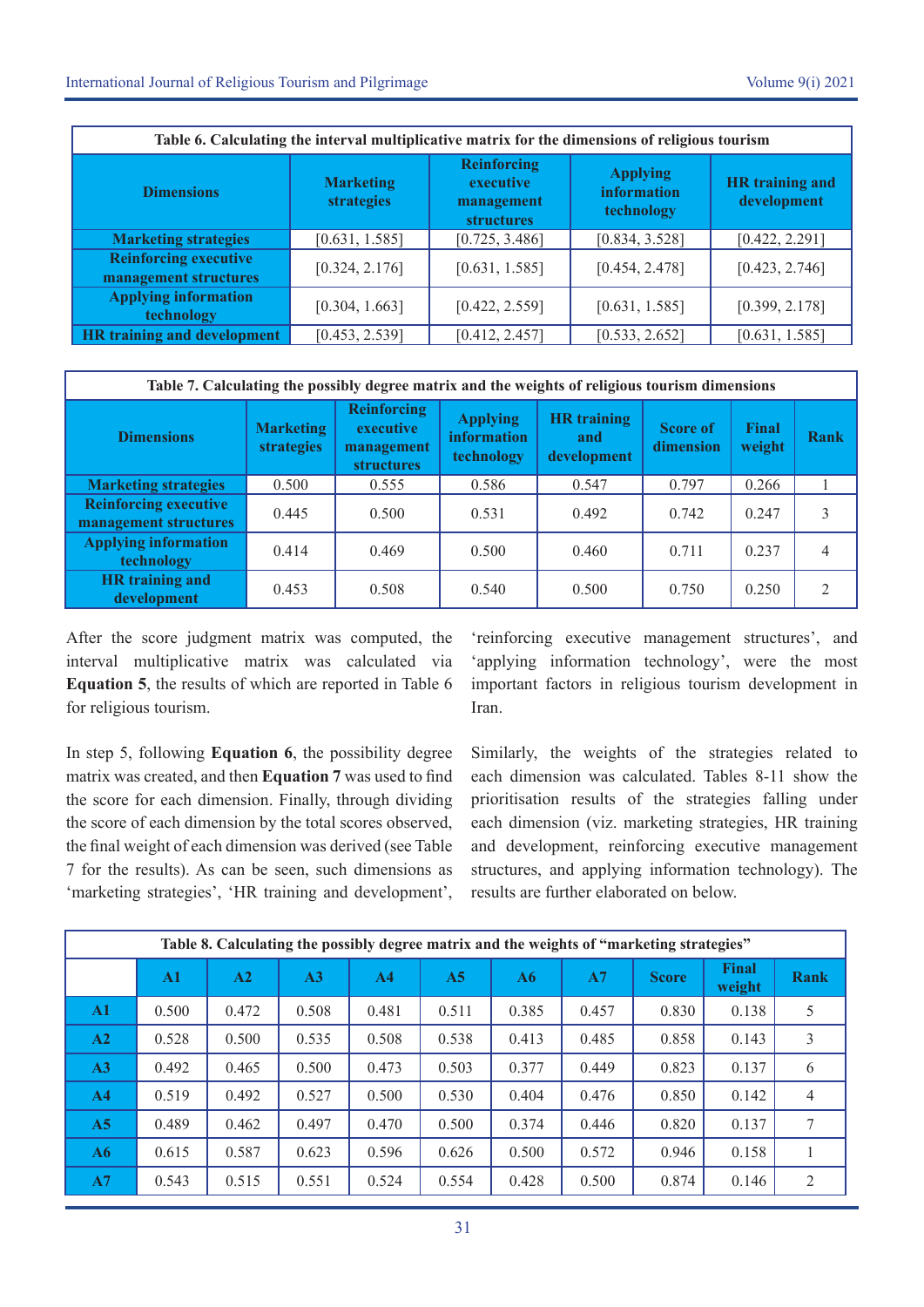**Table 6. Calculating the interval multiplicative matrix for the dimensions of religious tourism**

| Dimensions | Marketing strategies | Reinforcing executive management structures | Applying information technology | HR training and development |
|---|---|---|---|---|
| Marketing strategies | [0.631, 1.585] | [0.725, 3.486] | [0.834, 3.528] | [0.422, 2.291] |
| Reinforcing executive management structures | [0.324, 2.176] | [0.631, 1.585] | [0.454, 2.478] | [0.423, 2.746] |
| Applying information technology | [0.304, 1.663] | [0.422, 2.559] | [0.631, 1.585] | [0.399, 2.178] |
| HR training and development | [0.453, 2.539] | [0.412, 2.457] | [0.533, 2.652] | [0.631, 1.585] |

**Table 7. Calculating the possibly degree matrix and the weights of religious tourism dimensions**

| Dimensions | Marketing strategies | Reinforcing executive management structures | Applying information technology | HR training and development | Score of dimension | Final weight | Rank |
|---|---|---|---|---|---|---|---|
| Marketing strategies | 0.500 | 0.555 | 0.586 | 0.547 | 0.797 | 0.266 | 1 |
| Reinforcing executive management structures | 0.445 | 0.500 | 0.531 | 0.492 | 0.742 | 0.247 | 3 |
| Applying information technology | 0.414 | 0.469 | 0.500 | 0.460 | 0.711 | 0.237 | 4 |
| HR training and development | 0.453 | 0.508 | 0.540 | 0.500 | 0.750 | 0.250 | 2 |

After the score judgment matrix was computed, the interval multiplicative matrix was calculated via **Equation 5**, the results of which are reported in Table 6 for religious tourism.

In step 5, following **Equation 6**, the possibility degree matrix was created, and then **Equation 7** was used to find the score for each dimension. Finally, through dividing the score of each dimension by the total scores observed, the final weight of each dimension was derived (see Table 7 for the results). As can be seen, such dimensions as 'marketing strategies', 'HR training and development', 'reinforcing executive management structures', and 'applying information technology', were the most important factors in religious tourism development in Iran.

Similarly, the weights of the strategies related to each dimension was calculated. Tables 8-11 show the prioritisation results of the strategies falling under each dimension (viz. marketing strategies, HR training and development, reinforcing executive management structures, and applying information technology). The results are further elaborated on below.

**Table 8. Calculating the possibly degree matrix and the weights of "marketing strategies"**

| | A1 | A2 | A3 | A4 | A5 | A6 | A7 | Score | Final weight | Rank |
|---|---|---|---|---|---|---|---|---|---|---|
| **A1** | 0.500 | 0.472 | 0.508 | 0.481 | 0.511 | 0.385 | 0.457 | 0.830 | 0.138 | 5 |
| **A2** | 0.528 | 0.500 | 0.535 | 0.508 | 0.538 | 0.413 | 0.485 | 0.858 | 0.143 | 3 |
| **A3** | 0.492 | 0.465 | 0.500 | 0.473 | 0.503 | 0.377 | 0.449 | 0.823 | 0.137 | 6 |
| **A4** | 0.519 | 0.492 | 0.527 | 0.500 | 0.530 | 0.404 | 0.476 | 0.850 | 0.142 | 4 |
| **A5** | 0.489 | 0.462 | 0.497 | 0.470 | 0.500 | 0.374 | 0.446 | 0.820 | 0.137 | 7 |
| **A6** | 0.615 | 0.587 | 0.623 | 0.596 | 0.626 | 0.500 | 0.572 | 0.946 | 0.158 | 1 |
| **A7** | 0.543 | 0.515 | 0.551 | 0.524 | 0.554 | 0.428 | 0.500 | 0.874 | 0.146 | 2 |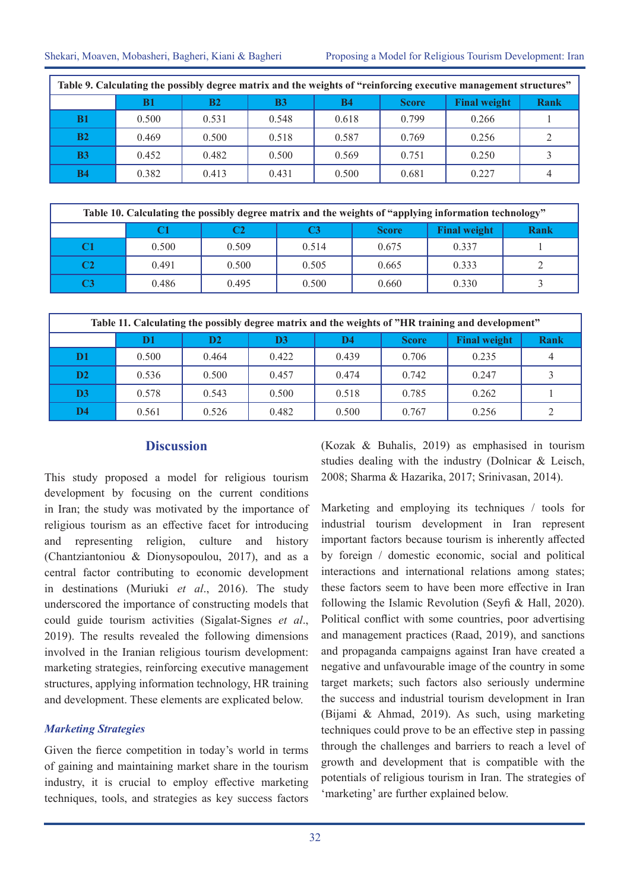Table 9. Calculating the possibly degree matrix and the weights of "reinforcing executive management structures"

| | B1 | B2 | B3 | B4 | Score | Final weight | Rank |
|---|---|---|---|---|---|---|---|
| B1 | 0.500 | 0.531 | 0.548 | 0.618 | 0.799 | 0.266 | 1 |
| B2 | 0.469 | 0.500 | 0.518 | 0.587 | 0.769 | 0.256 | 2 |
| B3 | 0.452 | 0.482 | 0.500 | 0.569 | 0.751 | 0.250 | 3 |
| B4 | 0.382 | 0.413 | 0.431 | 0.500 | 0.681 | 0.227 | 4 |

Table 10. Calculating the possibly degree matrix and the weights of "applying information technology"

| | C1 | C2 | C3 | Score | Final weight | Rank |
|---|---|---|---|---|---|---|
| C1 | 0.500 | 0.509 | 0.514 | 0.675 | 0.337 | 1 |
| C2 | 0.491 | 0.500 | 0.505 | 0.665 | 0.333 | 2 |
| C3 | 0.486 | 0.495 | 0.500 | 0.660 | 0.330 | 3 |

Table 11. Calculating the possibly degree matrix and the weights of "HR training and development"

| | D1 | D2 | D3 | D4 | Score | Final weight | Rank |
|---|---|---|---|---|---|---|---|
| D1 | 0.500 | 0.464 | 0.422 | 0.439 | 0.706 | 0.235 | 4 |
| D2 | 0.536 | 0.500 | 0.457 | 0.474 | 0.742 | 0.247 | 3 |
| D3 | 0.578 | 0.543 | 0.500 | 0.518 | 0.785 | 0.262 | 1 |
| D4 | 0.561 | 0.526 | 0.482 | 0.500 | 0.767 | 0.256 | 2 |

## Discussion

This study proposed a model for religious tourism development by focusing on the current conditions in Iran; the study was motivated by the importance of religious tourism as an effective facet for introducing and representing religion, culture and history (Chantziantoniou & Dionysopoulou, 2017), and as a central factor contributing to economic development in destinations (Muriuki *et al*., 2016). The study underscored the importance of constructing models that could guide tourism activities (Sigalat-Signes *et al*., 2019). The results revealed the following dimensions involved in the Iranian religious tourism development: marketing strategies, reinforcing executive management structures, applying information technology, HR training and development. These elements are explicated below.

### *Marketing Strategies*

Given the fierce competition in today's world in terms of gaining and maintaining market share in the tourism industry, it is crucial to employ effective marketing techniques, tools, and strategies as key success factors (Kozak & Buhalis, 2019) as emphasised in tourism studies dealing with the industry (Dolnicar & Leisch, 2008; Sharma & Hazarika, 2017; Srinivasan, 2014).

Marketing and employing its techniques / tools for industrial tourism development in Iran represent important factors because tourism is inherently affected by foreign / domestic economic, social and political interactions and international relations among states; these factors seem to have been more effective in Iran following the Islamic Revolution (Seyfi & Hall, 2020). Political conflict with some countries, poor advertising and management practices (Raad, 2019), and sanctions and propaganda campaigns against Iran have created a negative and unfavourable image of the country in some target markets; such factors also seriously undermine the success and industrial tourism development in Iran (Bijami & Ahmad, 2019). As such, using marketing techniques could prove to be an effective step in passing through the challenges and barriers to reach a level of growth and development that is compatible with the potentials of religious tourism in Iran. The strategies of 'marketing' are further explained below.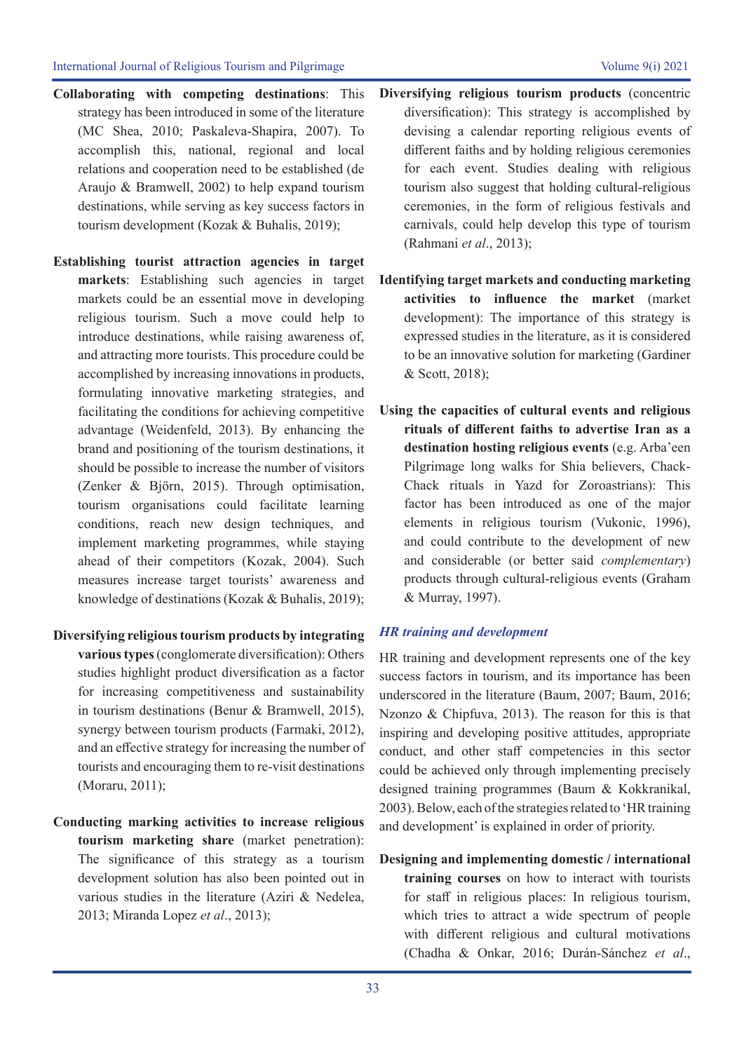**Collaborating with competing destinations**: This strategy has been introduced in some of the literature (MC Shea, 2010; Paskaleva-Shapira, 2007). To accomplish this, national, regional and local relations and cooperation need to be established (de Araujo & Bramwell, 2002) to help expand tourism destinations, while serving as key success factors in tourism development (Kozak & Buhalis, 2019);

**Establishing tourist attraction agencies in target markets**: Establishing such agencies in target markets could be an essential move in developing religious tourism. Such a move could help to introduce destinations, while raising awareness of, and attracting more tourists. This procedure could be accomplished by increasing innovations in products, formulating innovative marketing strategies, and facilitating the conditions for achieving competitive advantage (Weidenfeld, 2013). By enhancing the brand and positioning of the tourism destinations, it should be possible to increase the number of visitors (Zenker & Björn, 2015). Through optimisation, tourism organisations could facilitate learning conditions, reach new design techniques, and implement marketing programmes, while staying ahead of their competitors (Kozak, 2004). Such measures increase target tourists' awareness and knowledge of destinations (Kozak & Buhalis, 2019);

**Diversifying religious tourism products by integrating various types** (conglomerate diversification): Others studies highlight product diversification as a factor for increasing competitiveness and sustainability in tourism destinations (Benur & Bramwell, 2015), synergy between tourism products (Farmaki, 2012), and an effective strategy for increasing the number of tourists and encouraging them to re-visit destinations (Moraru, 2011);

**Conducting marking activities to increase religious tourism marketing share** (market penetration): The significance of this strategy as a tourism development solution has also been pointed out in various studies in the literature (Aziri & Nedelea, 2013; Miranda Lopez *et al*., 2013);

**Diversifying religious tourism products** (concentric diversification): This strategy is accomplished by devising a calendar reporting religious events of different faiths and by holding religious ceremonies for each event. Studies dealing with religious tourism also suggest that holding cultural-religious ceremonies, in the form of religious festivals and carnivals, could help develop this type of tourism (Rahmani *et al*., 2013);

**Identifying target markets and conducting marketing activities to influence the market** (market development): The importance of this strategy is expressed studies in the literature, as it is considered to be an innovative solution for marketing (Gardiner & Scott, 2018);

**Using the capacities of cultural events and religious rituals of different faiths to advertise Iran as a destination hosting religious events** (e.g. Arba'een Pilgrimage long walks for Shia believers, Chack-Chack rituals in Yazd for Zoroastrians): This factor has been introduced as one of the major elements in religious tourism (Vukonic, 1996), and could contribute to the development of new and considerable (or better said *complementary*) products through cultural-religious events (Graham & Murray, 1997).

### *HR training and development*

HR training and development represents one of the key success factors in tourism, and its importance has been underscored in the literature (Baum, 2007; Baum, 2016; Nzonzo & Chipfuva, 2013). The reason for this is that inspiring and developing positive attitudes, appropriate conduct, and other staff competencies in this sector could be achieved only through implementing precisely designed training programmes (Baum & Kokkranikal, 2003). Below, each of the strategies related to 'HR training and development' is explained in order of priority.

**Designing and implementing domestic / international training courses** on how to interact with tourists for staff in religious places: In religious tourism, which tries to attract a wide spectrum of people with different religious and cultural motivations (Chadha & Onkar, 2016; Durán-Sánchez *et al*.,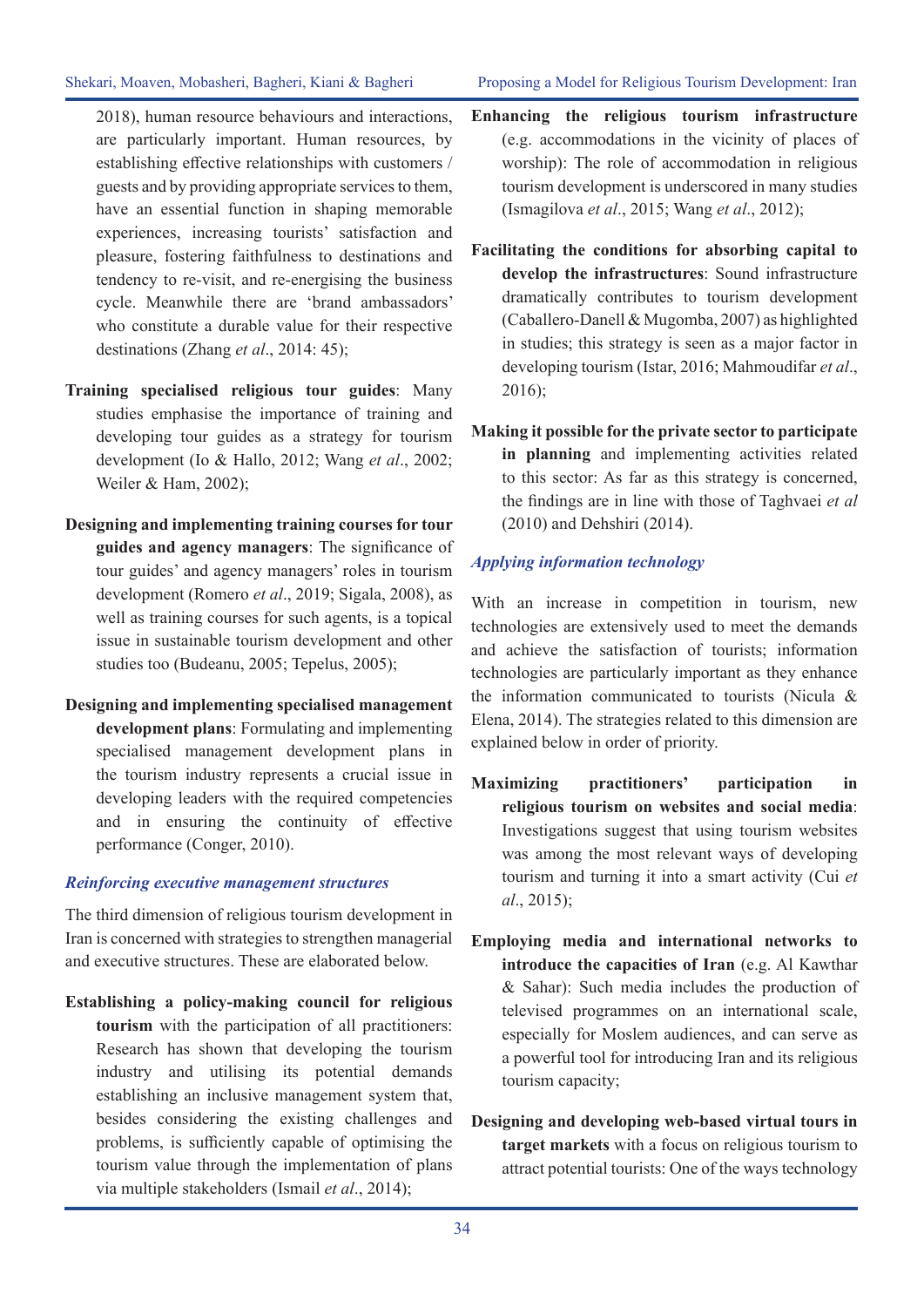2018), human resource behaviours and interactions, are particularly important. Human resources, by establishing effective relationships with customers / guests and by providing appropriate services to them, have an essential function in shaping memorable experiences, increasing tourists' satisfaction and pleasure, fostering faithfulness to destinations and tendency to re-visit, and re-energising the business cycle. Meanwhile there are 'brand ambassadors' who constitute a durable value for their respective destinations (Zhang *et al*., 2014: 45);

**Training specialised religious tour guides**: Many studies emphasise the importance of training and developing tour guides as a strategy for tourism development (Io & Hallo, 2012; Wang *et al*., 2002; Weiler & Ham, 2002);

**Designing and implementing training courses for tour guides and agency managers**: The significance of tour guides' and agency managers' roles in tourism development (Romero *et al*., 2019; Sigala, 2008), as well as training courses for such agents, is a topical issue in sustainable tourism development and other studies too (Budeanu, 2005; Tepelus, 2005);

**Designing and implementing specialised management development plans**: Formulating and implementing specialised management development plans in the tourism industry represents a crucial issue in developing leaders with the required competencies and in ensuring the continuity of effective performance (Conger, 2010).

### *Reinforcing executive management structures*

The third dimension of religious tourism development in Iran is concerned with strategies to strengthen managerial and executive structures. These are elaborated below.

**Establishing a policy-making council for religious tourism** with the participation of all practitioners: Research has shown that developing the tourism industry and utilising its potential demands establishing an inclusive management system that, besides considering the existing challenges and problems, is sufficiently capable of optimising the tourism value through the implementation of plans via multiple stakeholders (Ismail *et al*., 2014);

**Enhancing the religious tourism infrastructure** (e.g. accommodations in the vicinity of places of worship): The role of accommodation in religious tourism development is underscored in many studies (Ismagilova *et al*., 2015; Wang *et al*., 2012);

**Facilitating the conditions for absorbing capital to develop the infrastructures**: Sound infrastructure dramatically contributes to tourism development (Caballero-Danell & Mugomba, 2007) as highlighted in studies; this strategy is seen as a major factor in developing tourism (Istar, 2016; Mahmoudifar *et al*., 2016);

**Making it possible for the private sector to participate in planning** and implementing activities related to this sector: As far as this strategy is concerned, the findings are in line with those of Taghvaei *et al* (2010) and Dehshiri (2014).

### *Applying information technology*

With an increase in competition in tourism, new technologies are extensively used to meet the demands and achieve the satisfaction of tourists; information technologies are particularly important as they enhance the information communicated to tourists (Nicula & Elena, 2014). The strategies related to this dimension are explained below in order of priority.

**Maximizing practitioners' participation in religious tourism on websites and social media**: Investigations suggest that using tourism websites was among the most relevant ways of developing tourism and turning it into a smart activity (Cui *et al*., 2015);

**Employing media and international networks to introduce the capacities of Iran** (e.g. Al Kawthar & Sahar): Such media includes the production of televised programmes on an international scale, especially for Moslem audiences, and can serve as a powerful tool for introducing Iran and its religious tourism capacity;

**Designing and developing web-based virtual tours in target markets** with a focus on religious tourism to attract potential tourists: One of the ways technology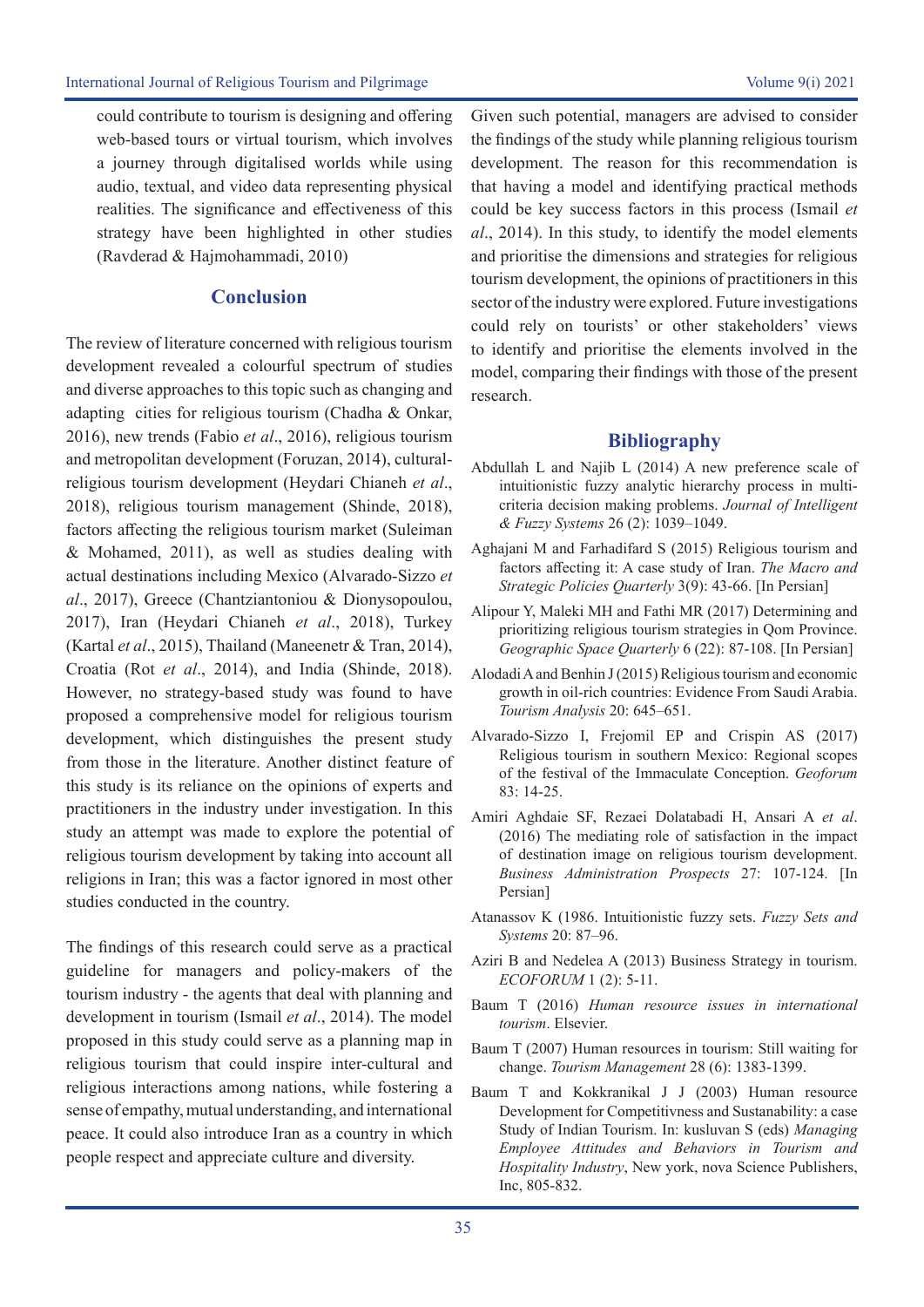could contribute to tourism is designing and offering web-based tours or virtual tourism, which involves a journey through digitalised worlds while using audio, textual, and video data representing physical realities. The significance and effectiveness of this strategy have been highlighted in other studies (Ravderad & Hajmohammadi, 2010)

## Conclusion

The review of literature concerned with religious tourism development revealed a colourful spectrum of studies and diverse approaches to this topic such as changing and adapting cities for religious tourism (Chadha & Onkar, 2016), new trends (Fabio *et al*., 2016), religious tourism and metropolitan development (Foruzan, 2014), cultural-religious tourism development (Heydari Chianeh *et al*., 2018), religious tourism management (Shinde, 2018), factors affecting the religious tourism market (Suleiman & Mohamed, 2011), as well as studies dealing with actual destinations including Mexico (Alvarado-Sizzo *et al*., 2017), Greece (Chantziantoniou & Dionysopoulou, 2017), Iran (Heydari Chianeh *et al*., 2018), Turkey (Kartal *et al*., 2015), Thailand (Maneenetr & Tran, 2014), Croatia (Rot *et al*., 2014), and India (Shinde, 2018). However, no strategy-based study was found to have proposed a comprehensive model for religious tourism development, which distinguishes the present study from those in the literature. Another distinct feature of this study is its reliance on the opinions of experts and practitioners in the industry under investigation. In this study an attempt was made to explore the potential of religious tourism development by taking into account all religions in Iran; this was a factor ignored in most other studies conducted in the country.

The findings of this research could serve as a practical guideline for managers and policy-makers of the tourism industry - the agents that deal with planning and development in tourism (Ismail *et al*., 2014). The model proposed in this study could serve as a planning map in religious tourism that could inspire inter-cultural and religious interactions among nations, while fostering a sense of empathy, mutual understanding, and international peace. It could also introduce Iran as a country in which people respect and appreciate culture and diversity.

Given such potential, managers are advised to consider the findings of the study while planning religious tourism development. The reason for this recommendation is that having a model and identifying practical methods could be key success factors in this process (Ismail *et al*., 2014). In this study, to identify the model elements and prioritise the dimensions and strategies for religious tourism development, the opinions of practitioners in this sector of the industry were explored. Future investigations could rely on tourists' or other stakeholders' views to identify and prioritise the elements involved in the model, comparing their findings with those of the present research.

## Bibliography

Abdullah L and Najib L (2014) A new preference scale of intuitionistic fuzzy analytic hierarchy process in multi-criteria decision making problems. *Journal of Intelligent & Fuzzy Systems* 26 (2): 1039–1049.

Aghajani M and Farhadifard S (2015) Religious tourism and factors affecting it: A case study of Iran. *The Macro and Strategic Policies Quarterly* 3(9): 43-66. [In Persian]

Alipour Y, Maleki MH and Fathi MR (2017) Determining and prioritizing religious tourism strategies in Qom Province. *Geographic Space Quarterly* 6 (22): 87-108. [In Persian]

Alodadi A and Benhin J (2015) Religious tourism and economic growth in oil-rich countries: Evidence From Saudi Arabia. *Tourism Analysis* 20: 645–651.

Alvarado-Sizzo I, Frejomil EP and Crispin AS (2017) Religious tourism in southern Mexico: Regional scopes of the festival of the Immaculate Conception. *Geoforum* 83: 14-25.

Amiri Aghdaie SF, Rezaei Dolatabadi H, Ansari A *et al*. (2016) The mediating role of satisfaction in the impact of destination image on religious tourism development. *Business Administration Prospects* 27: 107-124. [In Persian]

Atanassov K (1986. Intuitionistic fuzzy sets. *Fuzzy Sets and Systems* 20: 87–96.

Aziri B and Nedelea A (2013) Business Strategy in tourism. *ECOFORUM* 1 (2): 5-11.

Baum T (2016) *Human resource issues in international tourism*. Elsevier.

Baum T (2007) Human resources in tourism: Still waiting for change. *Tourism Management* 28 (6): 1383-1399.

Baum T and Kokkranikal J J (2003) Human resource Development for Competitivness and Sustanability: a case Study of Indian Tourism. In: kusluvan S (eds) *Managing Employee Attitudes and Behaviors in Tourism and Hospitality Industry*, New york, nova Science Publishers, Inc, 805-832.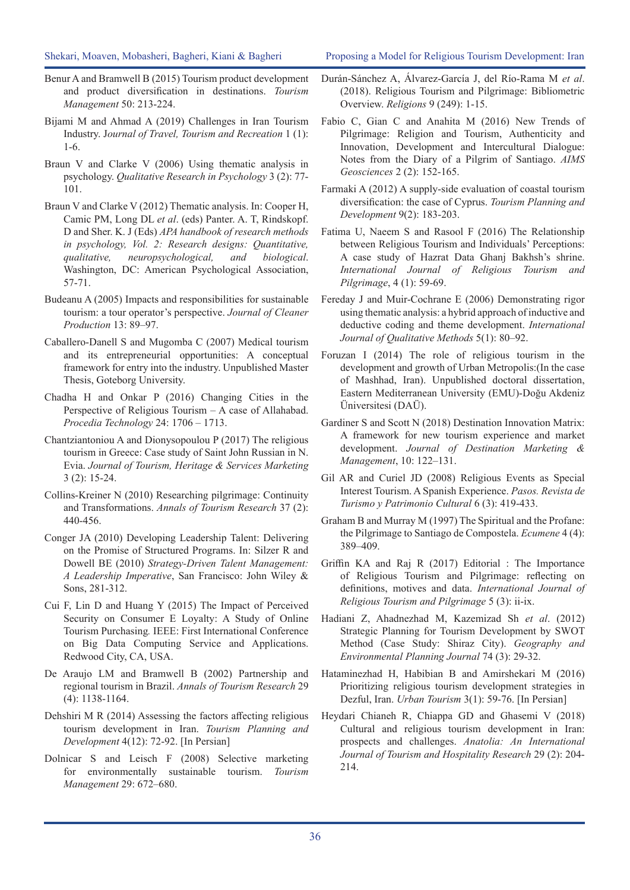Benur A and Bramwell B (2015) Tourism product development and product diversification in destinations. *Tourism Management* 50: 213-224.

Bijami M and Ahmad A (2019) Challenges in Iran Tourism Industry. J*ournal of Travel, Tourism and Recreation* 1 (1): 1-6.

Braun V and Clarke V (2006) Using thematic analysis in psychology. *Qualitative Research in Psychology* 3 (2): 77-101.

Braun V and Clarke V (2012) Thematic analysis. In: Cooper H, Camic PM, Long DL *et al*. (eds) Panter. A. T, Rindskopf. D and Sher. K. J (Eds) *APA handbook of research methods in psychology, Vol. 2: Research designs: Quantitative, qualitative, neuropsychological, and biological*. Washington, DC: American Psychological Association, 57-71.

Budeanu A (2005) Impacts and responsibilities for sustainable tourism: a tour operator's perspective. *Journal of Cleaner Production* 13: 89–97.

Caballero-Danell S and Mugomba C (2007) Medical tourism and its entrepreneurial opportunities: A conceptual framework for entry into the industry. Unpublished Master Thesis, Goteborg University.

Chadha H and Onkar P (2016) Changing Cities in the Perspective of Religious Tourism – A case of Allahabad. *Procedia Technology* 24: 1706 – 1713.

Chantziantoniou A and Dionysopoulou P (2017) The religious tourism in Greece: Case study of Saint John Russian in N. Evia. *Journal of Tourism, Heritage & Services Marketing* 3 (2): 15-24.

Collins-Kreiner N (2010) Researching pilgrimage: Continuity and Transformations. *Annals of Tourism Research* 37 (2): 440-456.

Conger JA (2010) Developing Leadership Talent: Delivering on the Promise of Structured Programs. In: Silzer R and Dowell BE (2010) *Strategy-Driven Talent Management: A Leadership Imperative*, San Francisco: John Wiley & Sons, 281-312.

Cui F, Lin D and Huang Y (2015) The Impact of Perceived Security on Consumer E Loyalty: A Study of Online Tourism Purchasing*.* IEEE: First International Conference on Big Data Computing Service and Applications. Redwood City, CA, USA.

De Araujo LM and Bramwell B (2002) Partnership and regional tourism in Brazil. *Annals of Tourism Research* 29 (4): 1138-1164.

Dehshiri M R (2014) Assessing the factors affecting religious tourism development in Iran. *Tourism Planning and Development* 4(12): 72-92. [In Persian]

Dolnicar S and Leisch F (2008) Selective marketing for environmentally sustainable tourism. *Tourism Management* 29: 672–680.

Durán-Sánchez A, Álvarez-García J, del Río-Rama M *et al*. (2018). Religious Tourism and Pilgrimage: Bibliometric Overview. *Religions* 9 (249): 1-15.

Fabio C, Gian C and Anahita M (2016) New Trends of Pilgrimage: Religion and Tourism, Authenticity and Innovation, Development and Intercultural Dialogue: Notes from the Diary of a Pilgrim of Santiago. *AIMS Geosciences* 2 (2): 152-165.

Farmaki A (2012) A supply-side evaluation of coastal tourism diversification: the case of Cyprus. *Tourism Planning and Development* 9(2): 183-203.

Fatima U, Naeem S and Rasool F (2016) The Relationship between Religious Tourism and Individuals' Perceptions: A case study of Hazrat Data Ghanj Bakhsh's shrine. *International Journal of Religious Tourism and Pilgrimage*, 4 (1): 59-69.

Fereday J and Muir-Cochrane E (2006) Demonstrating rigor using thematic analysis: a hybrid approach of inductive and deductive coding and theme development. *International Journal of Qualitative Methods* 5(1): 80–92.

Foruzan I (2014) The role of religious tourism in the development and growth of Urban Metropolis:(In the case of Mashhad, Iran). Unpublished doctoral dissertation, Eastern Mediterranean University (EMU)-Doğu Akdeniz Üniversitesi (DAÜ).

Gardiner S and Scott N (2018) Destination Innovation Matrix: A framework for new tourism experience and market development. *Journal of Destination Marketing & Management*, 10: 122–131.

Gil AR and Curiel JD (2008) Religious Events as Special Interest Tourism. A Spanish Experience. *Pasos. Revista de Turismo y Patrimonio Cultural* 6 (3): 419-433.

Graham B and Murray M (1997) The Spiritual and the Profane: the Pilgrimage to Santiago de Compostela. *Ecumene* 4 (4): 389–409.

Griffin KA and Raj R (2017) Editorial : The Importance of Religious Tourism and Pilgrimage: reflecting on definitions, motives and data. *International Journal of Religious Tourism and Pilgrimage* 5 (3): ii-ix.

Hadiani Z, Ahadnezhad M, Kazemizad Sh *et al*. (2012) Strategic Planning for Tourism Development by SWOT Method (Case Study: Shiraz City). *Geography and Environmental Planning Journal* 74 (3): 29-32.

Hataminezhad H, Habibian B and Amirshekari M (2016) Prioritizing religious tourism development strategies in Dezful, Iran. *Urban Tourism* 3(1): 59-76. [In Persian]

Heydari Chianeh R, Chiappa GD and Ghasemi V (2018) Cultural and religious tourism development in Iran: prospects and challenges. *Anatolia: An International Journal of Tourism and Hospitality Research* 29 (2): 204-214.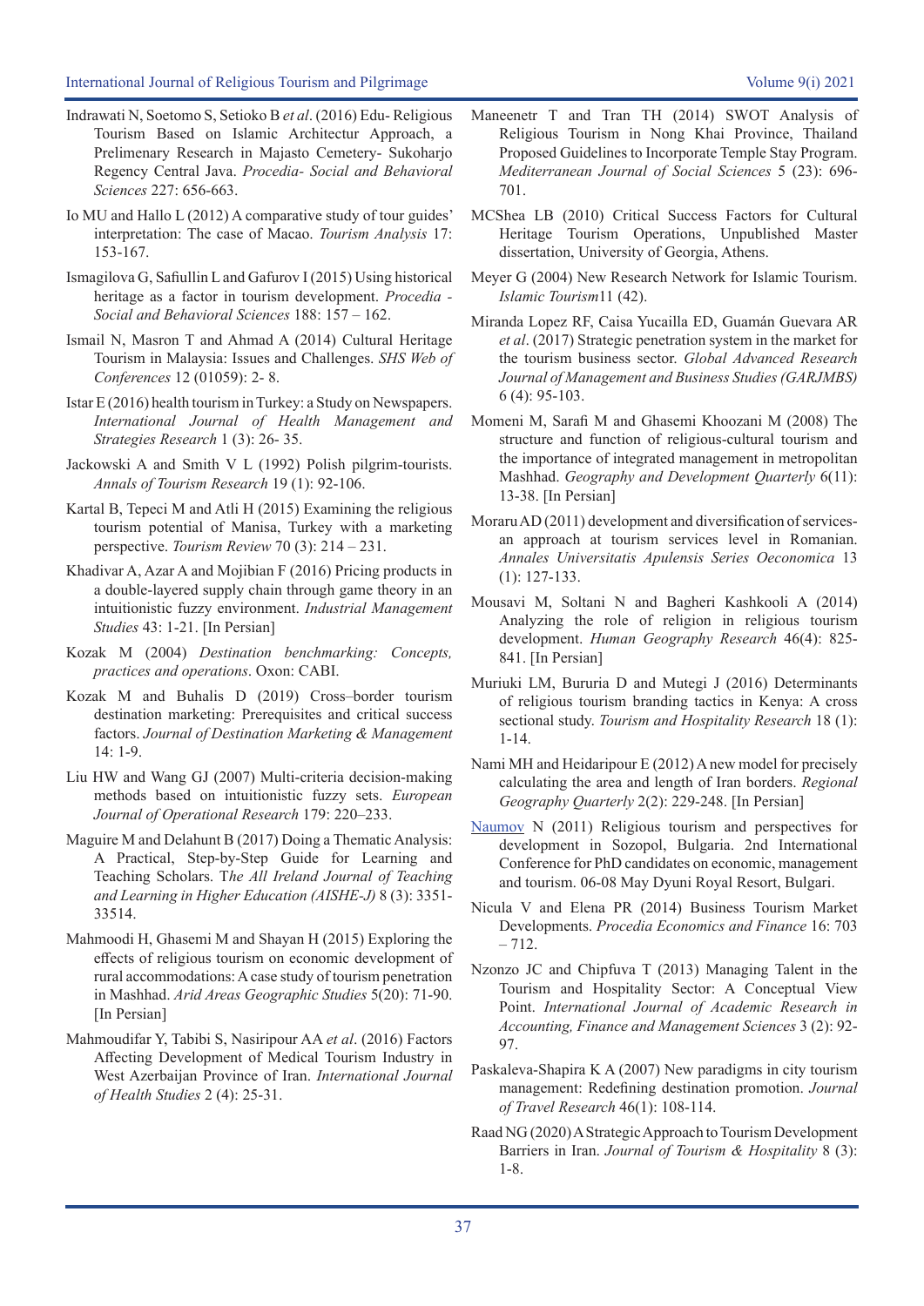Indrawati N, Soetomo S, Setioko B *et al*. (2016) Edu- Religious Tourism Based on Islamic Architectur Approach, a Prelimenary Research in Majasto Cemetery- Sukoharjo Regency Central Java. *Procedia- Social and Behavioral Sciences* 227: 656-663.

Io MU and Hallo L (2012) A comparative study of tour guides' interpretation: The case of Macao. *Tourism Analysis* 17: 153-167.

Ismagilova G, Safiullin L and Gafurov I (2015) Using historical heritage as a factor in tourism development. *Procedia - Social and Behavioral Sciences* 188: 157 – 162.

Ismail N, Masron T and Ahmad A (2014) Cultural Heritage Tourism in Malaysia: Issues and Challenges. *SHS Web of Conferences* 12 (01059): 2- 8.

Istar E (2016) health tourism in Turkey: a Study on Newspapers. *International Journal of Health Management and Strategies Research* 1 (3): 26- 35.

Jackowski A and Smith V L (1992) Polish pilgrim-tourists. *Annals of Tourism Research* 19 (1): 92-106.

Kartal B, Tepeci M and Atli H (2015) Examining the religious tourism potential of Manisa, Turkey with a marketing perspective. *Tourism Review* 70 (3): 214 – 231.

Khadivar A, Azar A and Mojibian F (2016) Pricing products in a double-layered supply chain through game theory in an intuitionistic fuzzy environment. *Industrial Management Studies* 43: 1-21. [In Persian]

Kozak M (2004) *Destination benchmarking: Concepts, practices and operations*. Oxon: CABI.

Kozak M and Buhalis D (2019) Cross–border tourism destination marketing: Prerequisites and critical success factors. *Journal of Destination Marketing & Management* 14: 1-9.

Liu HW and Wang GJ (2007) Multi-criteria decision-making methods based on intuitionistic fuzzy sets. *European Journal of Operational Research* 179: 220–233.

Maguire M and Delahunt B (2017) Doing a Thematic Analysis: A Practical, Step-by-Step Guide for Learning and Teaching Scholars. T*he All Ireland Journal of Teaching and Learning in Higher Education (AISHE-J)* 8 (3): 3351-33514.

Mahmoodi H, Ghasemi M and Shayan H (2015) Exploring the effects of religious tourism on economic development of rural accommodations: A case study of tourism penetration in Mashhad. *Arid Areas Geographic Studies* 5(20): 71-90. [In Persian]

Mahmoudifar Y, Tabibi S, Nasiripour AA *et al*. (2016) Factors Affecting Development of Medical Tourism Industry in West Azerbaijan Province of Iran. *International Journal of Health Studies* 2 (4): 25-31.

Maneenetr T and Tran TH (2014) SWOT Analysis of Religious Tourism in Nong Khai Province, Thailand Proposed Guidelines to Incorporate Temple Stay Program. *Mediterranean Journal of Social Sciences* 5 (23): 696-701.

MCShea LB (2010) Critical Success Factors for Cultural Heritage Tourism Operations, Unpublished Master dissertation, University of Georgia, Athens.

Meyer G (2004) New Research Network for Islamic Tourism. *Islamic Tourism*11 (42).

Miranda Lopez RF, Caisa Yucailla ED, Guamán Guevara AR *et al*. (2017) Strategic penetration system in the market for the tourism business sector. *Global Advanced Research Journal of Management and Business Studies (GARJMBS)* 6 (4): 95-103.

Momeni M, Sarafi M and Ghasemi Khoozani M (2008) The structure and function of religious-cultural tourism and the importance of integrated management in metropolitan Mashhad. *Geography and Development Quarterly* 6(11): 13-38. [In Persian]

Moraru AD (2011) development and diversification of services- an approach at tourism services level in Romanian. *Annales Universitatis Apulensis Series Oeconomica* 13 (1): 127-133.

Mousavi M, Soltani N and Bagheri Kashkooli A (2014) Analyzing the role of religion in religious tourism development. *Human Geography Research* 46(4): 825-841. [In Persian]

Muriuki LM, Bururia D and Mutegi J (2016) Determinants of religious tourism branding tactics in Kenya: A cross sectional study. *Tourism and Hospitality Research* 18 (1): 1-14.

Nami MH and Heidaripour E (2012) A new model for precisely calculating the area and length of Iran borders. *Regional Geography Quarterly* 2(2): 229-248. [In Persian]

Naumov N (2011) Religious tourism and perspectives for development in Sozopol, Bulgaria. 2nd International Conference for PhD candidates on economic, management and tourism. 06-08 May Dyuni Royal Resort, Bulgari.

Nicula V and Elena PR (2014) Business Tourism Market Developments. *Procedia Economics and Finance* 16: 703 – 712.

Nzonzo JC and Chipfuva T (2013) Managing Talent in the Tourism and Hospitality Sector: A Conceptual View Point. *International Journal of Academic Research in Accounting, Finance and Management Sciences* 3 (2): 92-97.

Paskaleva-Shapira K A (2007) New paradigms in city tourism management: Redefining destination promotion. *Journal of Travel Research* 46(1): 108-114.

Raad NG (2020) A Strategic Approach to Tourism Development Barriers in Iran. *Journal of Tourism & Hospitality* 8 (3): 1-8.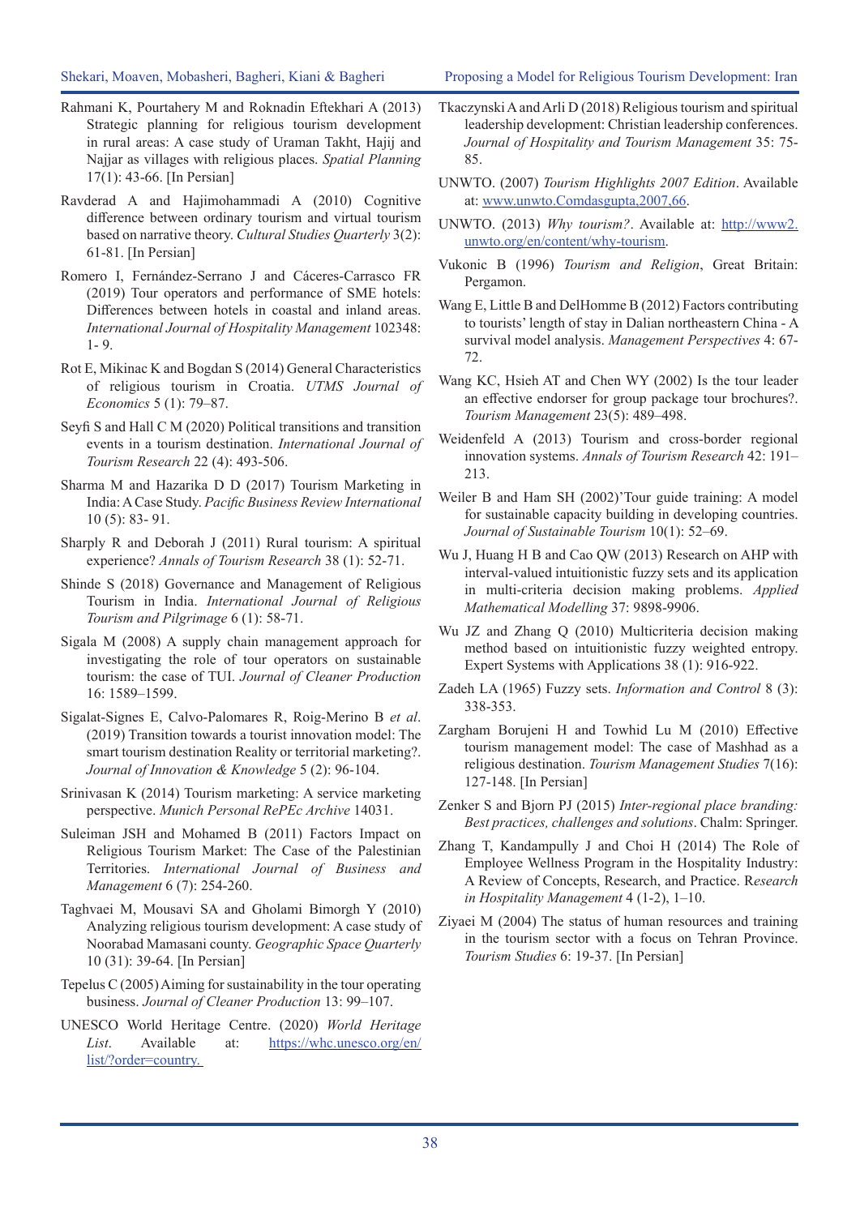Rahmani K, Pourtahery M and Roknadin Eftekhari A (2013) Strategic planning for religious tourism development in rural areas: A case study of Uraman Takht, Hajij and Najjar as villages with religious places. *Spatial Planning* 17(1): 43-66. [In Persian]

Ravderad A and Hajimohammadi A (2010) Cognitive difference between ordinary tourism and virtual tourism based on narrative theory. *Cultural Studies Quarterly* 3(2): 61-81. [In Persian]

Romero I, Fernández-Serrano J and Cáceres-Carrasco FR (2019) Tour operators and performance of SME hotels: Differences between hotels in coastal and inland areas. *International Journal of Hospitality Management* 102348: 1- 9.

Rot E, Mikinac K and Bogdan S (2014) General Characteristics of religious tourism in Croatia. *UTMS Journal of Economics* 5 (1): 79–87.

Seyfi S and Hall C M (2020) Political transitions and transition events in a tourism destination. *International Journal of Tourism Research* 22 (4): 493-506.

Sharma M and Hazarika D D (2017) Tourism Marketing in India: A Case Study. *Pacific Business Review International* 10 (5): 83- 91.

Sharply R and Deborah J (2011) Rural tourism: A spiritual experience? *Annals of Tourism Research* 38 (1): 52-71.

Shinde S (2018) Governance and Management of Religious Tourism in India. *International Journal of Religious Tourism and Pilgrimage* 6 (1): 58-71.

Sigala M (2008) A supply chain management approach for investigating the role of tour operators on sustainable tourism: the case of TUI. *Journal of Cleaner Production* 16: 1589–1599.

Sigalat-Signes E, Calvo-Palomares R, Roig-Merino B *et al*. (2019) Transition towards a tourist innovation model: The smart tourism destination Reality or territorial marketing?. *Journal of Innovation & Knowledge* 5 (2): 96-104.

Srinivasan K (2014) Tourism marketing: A service marketing perspective. *Munich Personal RePEc Archive* 14031.

Suleiman JSH and Mohamed B (2011) Factors Impact on Religious Tourism Market: The Case of the Palestinian Territories. *International Journal of Business and Management* 6 (7): 254-260.

Taghvaei M, Mousavi SA and Gholami Bimorgh Y (2010) Analyzing religious tourism development: A case study of Noorabad Mamasani county. *Geographic Space Quarterly* 10 (31): 39-64. [In Persian]

Tepelus C (2005) Aiming for sustainability in the tour operating business. *Journal of Cleaner Production* 13: 99–107.

UNESCO World Heritage Centre. (2020) *World Heritage List*. Available at: https://whc.unesco.org/en/list/?order=country.

Tkaczynski A and Arli D (2018) Religious tourism and spiritual leadership development: Christian leadership conferences. *Journal of Hospitality and Tourism Management* 35: 75-85.

UNWTO. (2007) *Tourism Highlights 2007 Edition*. Available at: www.unwto.Comdasgupta,2007,66.

UNWTO. (2013) *Why tourism?*. Available at: http://www2.unwto.org/en/content/why-tourism.

Vukonic B (1996) *Tourism and Religion*, Great Britain: Pergamon.

Wang E, Little B and DelHomme B (2012) Factors contributing to tourists' length of stay in Dalian northeastern China - A survival model analysis. *Management Perspectives* 4: 67-72.

Wang KC, Hsieh AT and Chen WY (2002) Is the tour leader an effective endorser for group package tour brochures?. *Tourism Management* 23(5): 489–498.

Weidenfeld A (2013) Tourism and cross-border regional innovation systems. *Annals of Tourism Research* 42: 191–213.

Weiler B and Ham SH (2002)'Tour guide training: A model for sustainable capacity building in developing countries. *Journal of Sustainable Tourism* 10(1): 52–69.

Wu J, Huang H B and Cao QW (2013) Research on AHP with interval-valued intuitionistic fuzzy sets and its application in multi-criteria decision making problems. *Applied Mathematical Modelling* 37: 9898-9906.

Wu JZ and Zhang Q (2010) Multicriteria decision making method based on intuitionistic fuzzy weighted entropy. Expert Systems with Applications 38 (1): 916-922.

Zadeh LA (1965) Fuzzy sets. *Information and Control* 8 (3): 338-353.

Zargham Borujeni H and Towhid Lu M (2010) Effective tourism management model: The case of Mashhad as a religious destination. *Tourism Management Studies* 7(16): 127-148. [In Persian]

Zenker S and Bjorn PJ (2015) *Inter-regional place branding: Best practices, challenges and solutions*. Chalm: Springer.

Zhang T, Kandampully J and Choi H (2014) The Role of Employee Wellness Program in the Hospitality Industry: A Review of Concepts, Research, and Practice. R*esearch in Hospitality Management* 4 (1-2), 1–10.

Ziyaei M (2004) The status of human resources and training in the tourism sector with a focus on Tehran Province. *Tourism Studies* 6: 19-37. [In Persian]